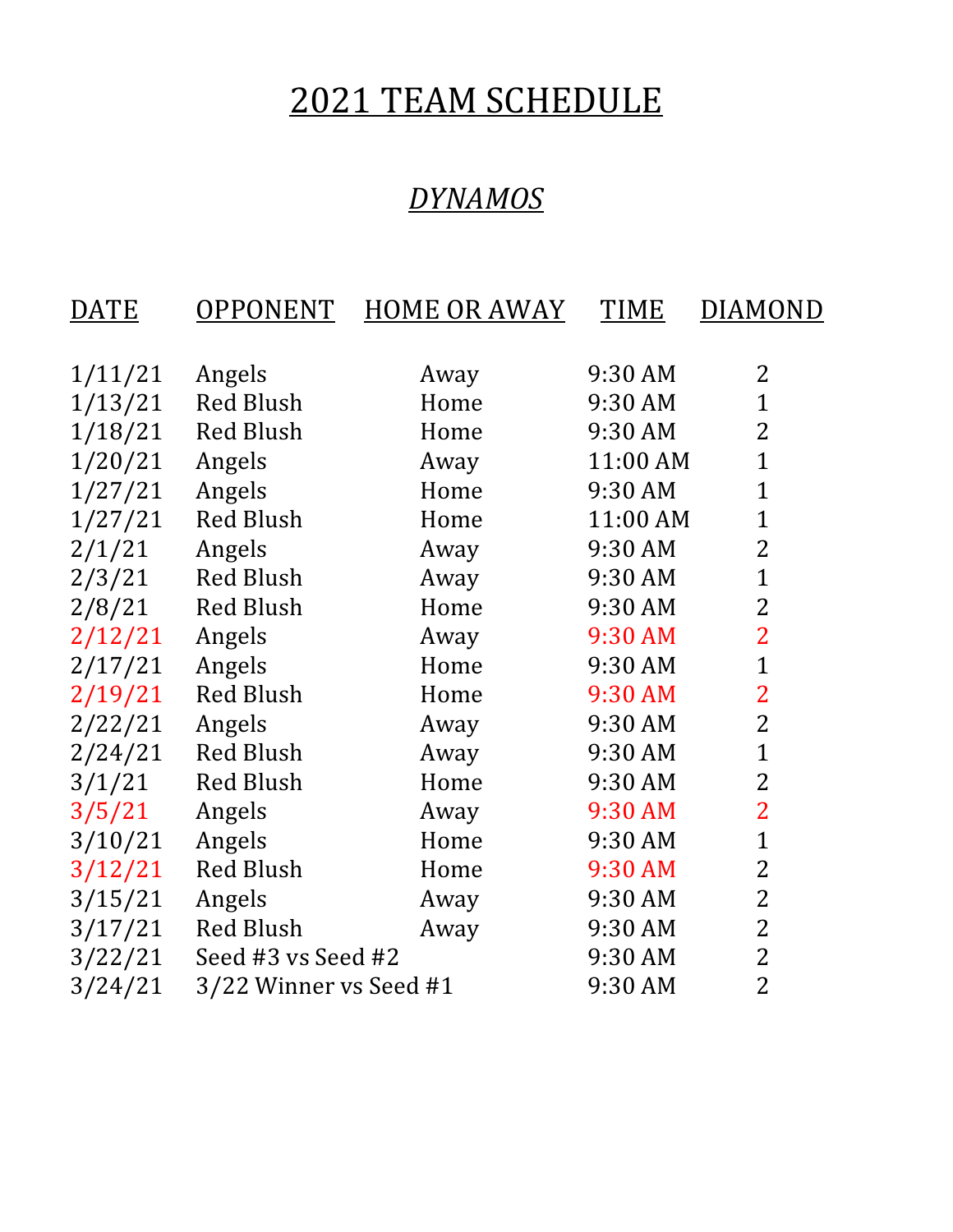# 2021 TEAM SCHEDULE

## *DYNAMOS*

| DATE | OPPONENT | HOME OR AWAY | TIME | DIAMOND |
|---|---|---|---|---|
| 1/11/21 | Angels | Away | 9:30 AM | 2 |
| 1/13/21 | Red Blush | Home | 9:30 AM | 1 |
| 1/18/21 | Red Blush | Home | 9:30 AM | 2 |
| 1/20/21 | Angels | Away | 11:00 AM | 1 |
| 1/27/21 | Angels | Home | 9:30 AM | 1 |
| 1/27/21 | Red Blush | Home | 11:00 AM | 1 |
| 2/1/21 | Angels | Away | 9:30 AM | 2 |
| 2/3/21 | Red Blush | Away | 9:30 AM | 1 |
| 2/8/21 | Red Blush | Home | 9:30 AM | 2 |
| 2/12/21 | Angels | Away | 9:30 AM | 2 |
| 2/17/21 | Angels | Home | 9:30 AM | 1 |
| 2/19/21 | Red Blush | Home | 9:30 AM | 2 |
| 2/22/21 | Angels | Away | 9:30 AM | 2 |
| 2/24/21 | Red Blush | Away | 9:30 AM | 1 |
| 3/1/21 | Red Blush | Home | 9:30 AM | 2 |
| 3/5/21 | Angels | Away | 9:30 AM | 2 |
| 3/10/21 | Angels | Home | 9:30 AM | 1 |
| 3/12/21 | Red Blush | Home | 9:30 AM | 2 |
| 3/15/21 | Angels | Away | 9:30 AM | 2 |
| 3/17/21 | Red Blush | Away | 9:30 AM | 2 |
| 3/22/21 | Seed #3 vs Seed #2 | | 9:30 AM | 2 |
| 3/24/21 | 3/22 Winner vs Seed #1 | | 9:30 AM | 2 |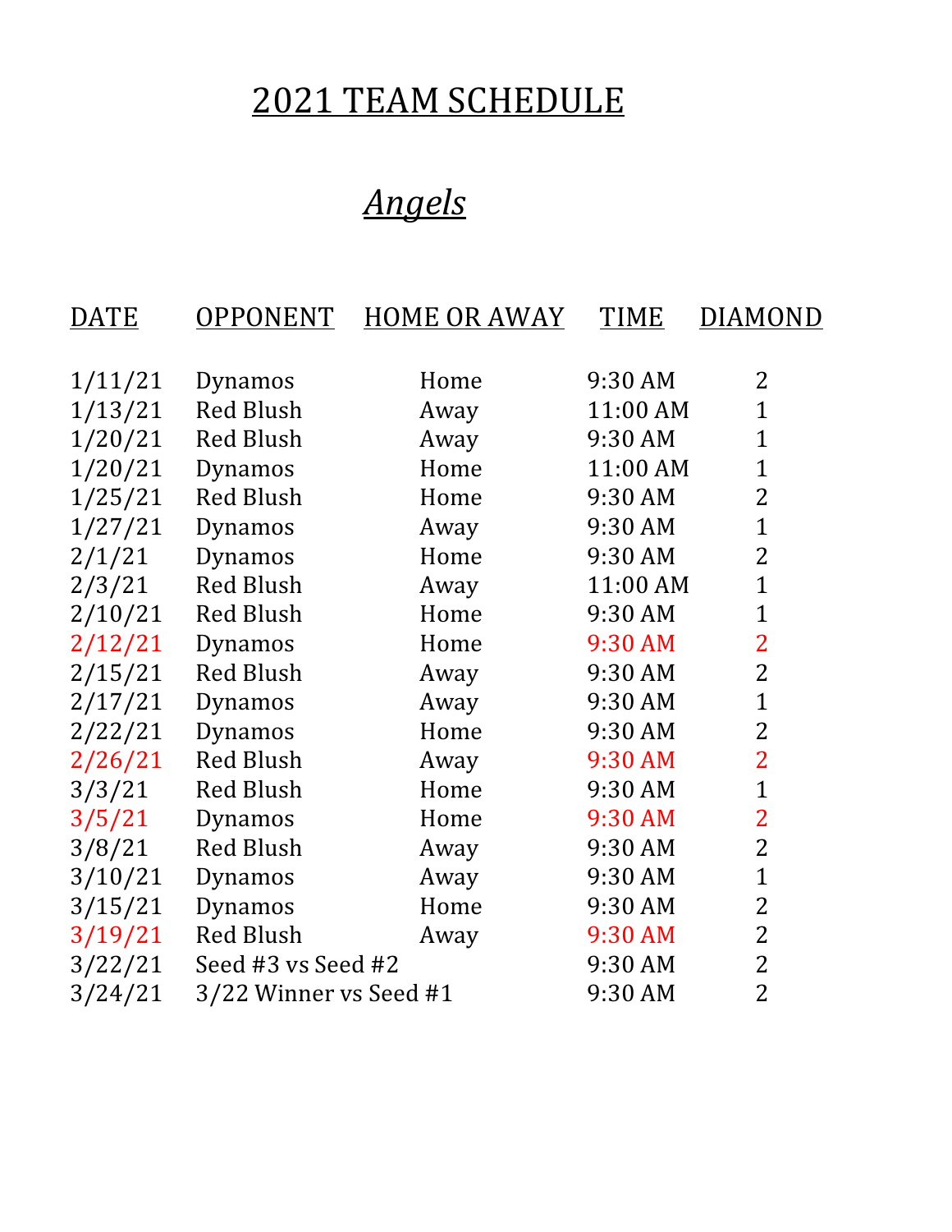# 2021 TEAM SCHEDULE

## *Angels*

| DATE | OPPONENT | HOME OR AWAY | TIME | DIAMOND |
|---|---|---|---|---|
| 1/11/21 | Dynamos | Home | 9:30 AM | 2 |
| 1/13/21 | Red Blush | Away | 11:00 AM | 1 |
| 1/20/21 | Red Blush | Away | 9:30 AM | 1 |
| 1/20/21 | Dynamos | Home | 11:00 AM | 1 |
| 1/25/21 | Red Blush | Home | 9:30 AM | 2 |
| 1/27/21 | Dynamos | Away | 9:30 AM | 1 |
| 2/1/21 | Dynamos | Home | 9:30 AM | 2 |
| 2/3/21 | Red Blush | Away | 11:00 AM | 1 |
| 2/10/21 | Red Blush | Home | 9:30 AM | 1 |
| 2/12/21 | Dynamos | Home | 9:30 AM | 2 |
| 2/15/21 | Red Blush | Away | 9:30 AM | 2 |
| 2/17/21 | Dynamos | Away | 9:30 AM | 1 |
| 2/22/21 | Dynamos | Home | 9:30 AM | 2 |
| 2/26/21 | Red Blush | Away | 9:30 AM | 2 |
| 3/3/21 | Red Blush | Home | 9:30 AM | 1 |
| 3/5/21 | Dynamos | Home | 9:30 AM | 2 |
| 3/8/21 | Red Blush | Away | 9:30 AM | 2 |
| 3/10/21 | Dynamos | Away | 9:30 AM | 1 |
| 3/15/21 | Dynamos | Home | 9:30 AM | 2 |
| 3/19/21 | Red Blush | Away | 9:30 AM | 2 |
| 3/22/21 | Seed #3 vs Seed #2 | | 9:30 AM | 2 |
| 3/24/21 | 3/22 Winner vs Seed #1 | | 9:30 AM | 2 |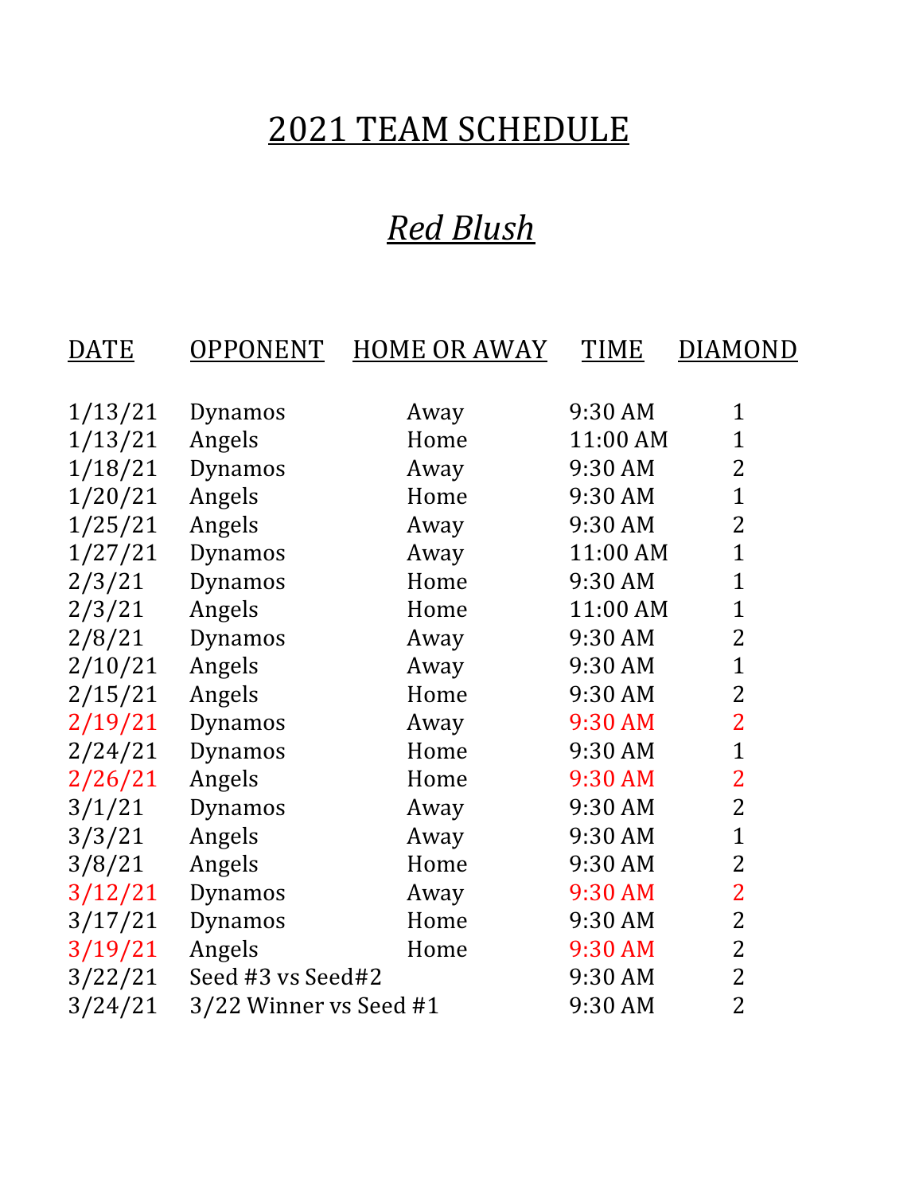# 2021 TEAM SCHEDULE

## *Red Blush*

| DATE | OPPONENT | HOME OR AWAY | TIME | DIAMOND |
|---|---|---|---|---|
| 1/13/21 | Dynamos | Away | 9:30 AM | 1 |
| 1/13/21 | Angels | Home | 11:00 AM | 1 |
| 1/18/21 | Dynamos | Away | 9:30 AM | 2 |
| 1/20/21 | Angels | Home | 9:30 AM | 1 |
| 1/25/21 | Angels | Away | 9:30 AM | 2 |
| 1/27/21 | Dynamos | Away | 11:00 AM | 1 |
| 2/3/21 | Dynamos | Home | 9:30 AM | 1 |
| 2/3/21 | Angels | Home | 11:00 AM | 1 |
| 2/8/21 | Dynamos | Away | 9:30 AM | 2 |
| 2/10/21 | Angels | Away | 9:30 AM | 1 |
| 2/15/21 | Angels | Home | 9:30 AM | 2 |
| 2/19/21 | Dynamos | Away | 9:30 AM | 2 |
| 2/24/21 | Dynamos | Home | 9:30 AM | 1 |
| 2/26/21 | Angels | Home | 9:30 AM | 2 |
| 3/1/21 | Dynamos | Away | 9:30 AM | 2 |
| 3/3/21 | Angels | Away | 9:30 AM | 1 |
| 3/8/21 | Angels | Home | 9:30 AM | 2 |
| 3/12/21 | Dynamos | Away | 9:30 AM | 2 |
| 3/17/21 | Dynamos | Home | 9:30 AM | 2 |
| 3/19/21 | Angels | Home | 9:30 AM | 2 |
| 3/22/21 | Seed #3 vs Seed#2 | | 9:30 AM | 2 |
| 3/24/21 | 3/22 Winner vs Seed #1 | | 9:30 AM | 2 |